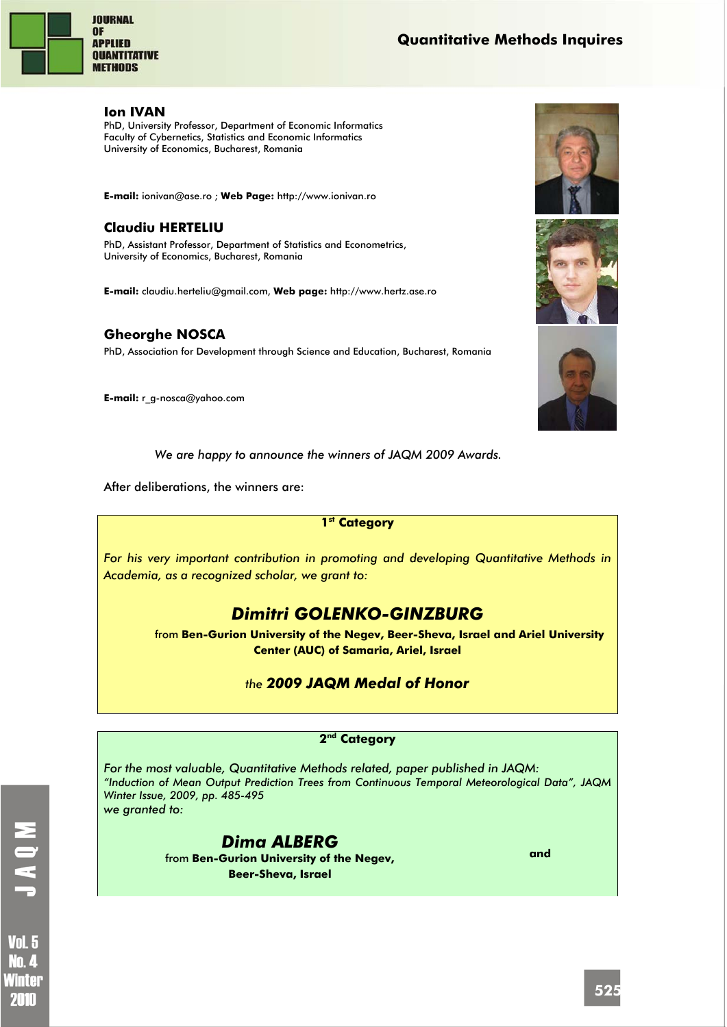**Ion IVAN**
PhD, University Professor, Department of Economic Informatics
Faculty of Cybernetics, Statistics and Economic Informatics
University of Economics, Bucharest, Romania

**E-mail:** ionivan@ase.ro ; **Web Page:** http://www.ionivan.ro

**Claudiu HERTELIU**
PhD, Assistant Professor, Department of Statistics and Econometrics,
University of Economics, Bucharest, Romania

**E-mail:** claudiu.herteliu@gmail.com, **Web page:** http://www.hertz.ase.ro

**Gheorghe NOSCA**
PhD, Association for Development through Science and Education, Bucharest, Romania

**E-mail:** r_g-nosca@yahoo.com

*We are happy to announce the winners of JAQM 2009 Awards.*

After deliberations, the winners are:

**1st Category**

*For his very important contribution in promoting and developing Quantitative Methods in Academia, as a recognized scholar, we grant to:*

***Dimitri GOLENKO-GINZBURG***

from **Ben-Gurion University of the Negev, Beer-Sheva, Israel and Ariel University Center (AUC) of Samaria, Ariel, Israel**

*the* ***2009 JAQM Medal of Honor***

**2nd Category**

*For the most valuable, Quantitative Methods related, paper published in JAQM:*
*"Induction of Mean Output Prediction Trees from Continuous Temporal Meteorological Data", JAQM Winter Issue, 2009, pp. 485-495*
*we granted to:*

***Dima ALBERG***
from **Ben-Gurion University of the Negev, Beer-Sheva, Israel** **and**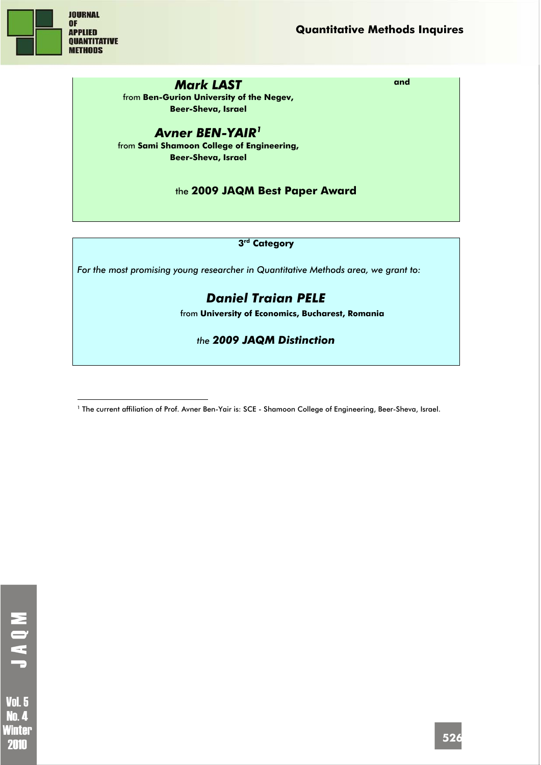***Mark LAST*** **and**

from **Ben-Gurion University of the Negev, Beer-Sheva, Israel**

***Avner BEN-YAIR***[1]

from **Sami Shamoon College of Engineering, Beer-Sheva, Israel**

the **2009 JAQM Best Paper Award**

**3rd Category**

*For the most promising young researcher in Quantitative Methods area, we grant to:*

***Daniel Traian PELE***

from **University of Economics, Bucharest, Romania**

*the* ***2009 JAQM Distinction***

---

[1] The current affiliation of Prof. Avner Ben-Yair is: SCE - Shamoon College of Engineering, Beer-Sheva, Israel.